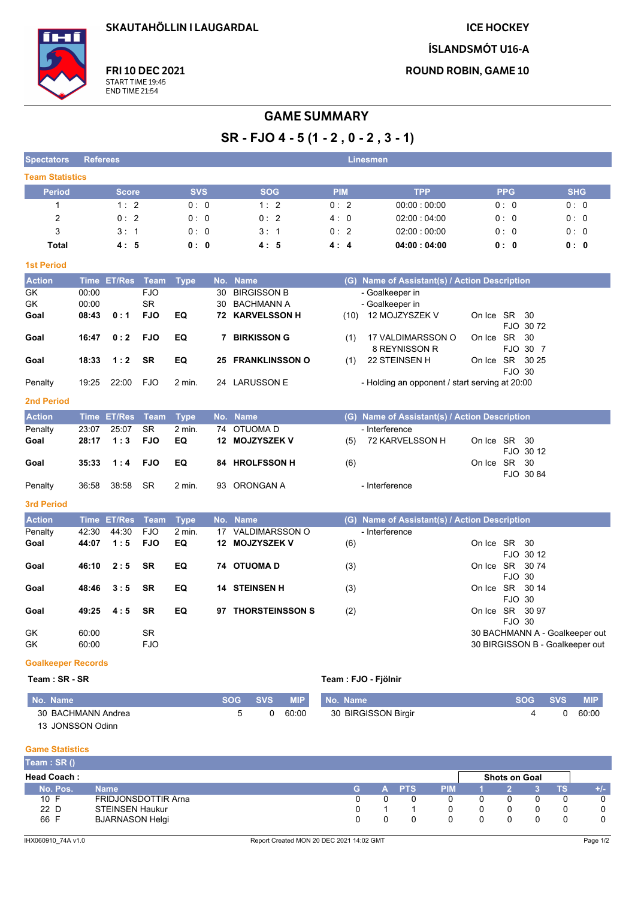SKAUTAHÖLLIN I LAUGARDAL

**FRI 10 DEC 2021**
START TIME 19:45
END TIME 21:54

ICE HOCKEY
ÍSLANDSMÓT U16-A
ROUND ROBIN, GAME 10

# GAME SUMMARY

## SR - FJO 4 - 5 (1 - 2 , 0 - 2 , 3 - 1)

| Spectators | Referees | Linesmen |
|---|---|---|

### Team Statistics

| Period | Score | SVS | SOG | PIM | TPP | PPG | SHG |
|---|---|---|---|---|---|---|---|
| 1 | 1 : 2 | 0 : 0 | 1 : 2 | 0 : 2 | 00:00 : 00:00 | 0 : 0 | 0 : 0 |
| 2 | 0 : 2 | 0 : 0 | 0 : 2 | 4 : 0 | 02:00 : 04:00 | 0 : 0 | 0 : 0 |
| 3 | 3 : 1 | 0 : 0 | 3 : 1 | 0 : 2 | 02:00 : 00:00 | 0 : 0 | 0 : 0 |
| **Total** | **4 : 5** | **0 : 0** | **4 : 5** | **4 : 4** | **04:00 : 04:00** | **0 : 0** | **0 : 0** |

### 1st Period

| Action | Time | ET/Res | Team | Type | No. | Name | (G) | Name of Assistant(s) / Action Description | On Ice |
|---|---|---|---|---|---|---|---|---|---|
| GK | 00:00 | | FJO | | 30 | BIRGISSON B | | - Goalkeeper in | |
| GK | 00:00 | | SR | | 30 | BACHMANN A | | - Goalkeeper in | |
| **Goal** | **08:43** | **0 : 1** | **FJO** | **EQ** | **72** | **KARVELSSON H** | (10) | 12 MOJZYSZEK V | SR 30 / FJO 30 72 |
| **Goal** | **16:47** | **0 : 2** | **FJO** | **EQ** | **7** | **BIRKISSON G** | (1) | 17 VALDIMARSSON O, 8 REYNISSON R | SR 30 / FJO 30 7 |
| **Goal** | **18:33** | **1 : 2** | **SR** | **EQ** | **25** | **FRANKLINSSON O** | (1) | 22 STEINSEN H | SR 30 25 / FJO 30 |
| Penalty | 19:25 | 22:00 | FJO | 2 min. | 24 | LARUSSON E | | - Holding an opponent / start serving at 20:00 | |

### 2nd Period

| Action | Time | ET/Res | Team | Type | No. | Name | (G) | Name of Assistant(s) / Action Description | On Ice |
|---|---|---|---|---|---|---|---|---|---|
| Penalty | 23:07 | 25:07 | SR | 2 min. | 74 | OTUOMA D | | - Interference | |
| **Goal** | **28:17** | **1 : 3** | **FJO** | **EQ** | **12** | **MOJZYSZEK V** | (5) | 72 KARVELSSON H | SR 30 / FJO 30 12 |
| **Goal** | **35:33** | **1 : 4** | **FJO** | **EQ** | **84** | **HROLFSSON H** | (6) | | SR 30 / FJO 30 84 |
| Penalty | 36:58 | 38:58 | SR | 2 min. | 93 | ORONGAN A | | - Interference | |

### 3rd Period

| Action | Time | ET/Res | Team | Type | No. | Name | (G) | Name of Assistant(s) / Action Description | On Ice |
|---|---|---|---|---|---|---|---|---|---|
| Penalty | 42:30 | 44:30 | FJO | 2 min. | 17 | VALDIMARSSON O | | - Interference | |
| **Goal** | **44:07** | **1 : 5** | **FJO** | **EQ** | **12** | **MOJZYSZEK V** | (6) | | SR 30 / FJO 30 12 |
| **Goal** | **46:10** | **2 : 5** | **SR** | **EQ** | **74** | **OTUOMA D** | (3) | | SR 30 74 / FJO 30 |
| **Goal** | **48:46** | **3 : 5** | **SR** | **EQ** | **14** | **STEINSEN H** | (3) | | SR 30 14 / FJO 30 |
| **Goal** | **49:25** | **4 : 5** | **SR** | **EQ** | **97** | **THORSTEINSSON S** | (2) | | SR 30 97 / FJO 30 |
| GK | 60:00 | | SR | | | | | 30 BACHMANN A - Goalkeeper out | |
| GK | 60:00 | | FJO | | | | | 30 BIRGISSON B - Goalkeeper out | |

### Goalkeeper Records

**Team : SR - SR**

| No. Name | SOG | SVS | MIP |
|---|---|---|---|
| 30 BACHMANN Andrea | 5 | 0 | 60:00 |
| 13 JONSSON Odinn | | | |

**Team : FJO - Fjölnir**

| No. Name | SOG | SVS | MIP |
|---|---|---|---|
| 30 BIRGISSON Birgir | 4 | 0 | 60:00 |

### Game Statistics

**Team : SR ()**

**Head Coach :**

| No. | Pos. | Name | G | A | PTS | PIM | Shots on Goal 1 | 2 | 3 | TS | +/- |
|---|---|---|---|---|---|---|---|---|---|---|---|
| 10 | F | FRIDJONSDOTTIR Arna | 0 | 0 | 0 | 0 | 0 | 0 | 0 | 0 | 0 |
| 22 | D | STEINSEN Haukur | 0 | 1 | 1 | 0 | 0 | 0 | 0 | 0 | 0 |
| 66 | F | BJARNASON Helgi | 0 | 0 | 0 | 0 | 0 | 0 | 0 | 0 | 0 |

IHX060910_74A v1.0 — Report Created MON 20 DEC 2021 14:02 GMT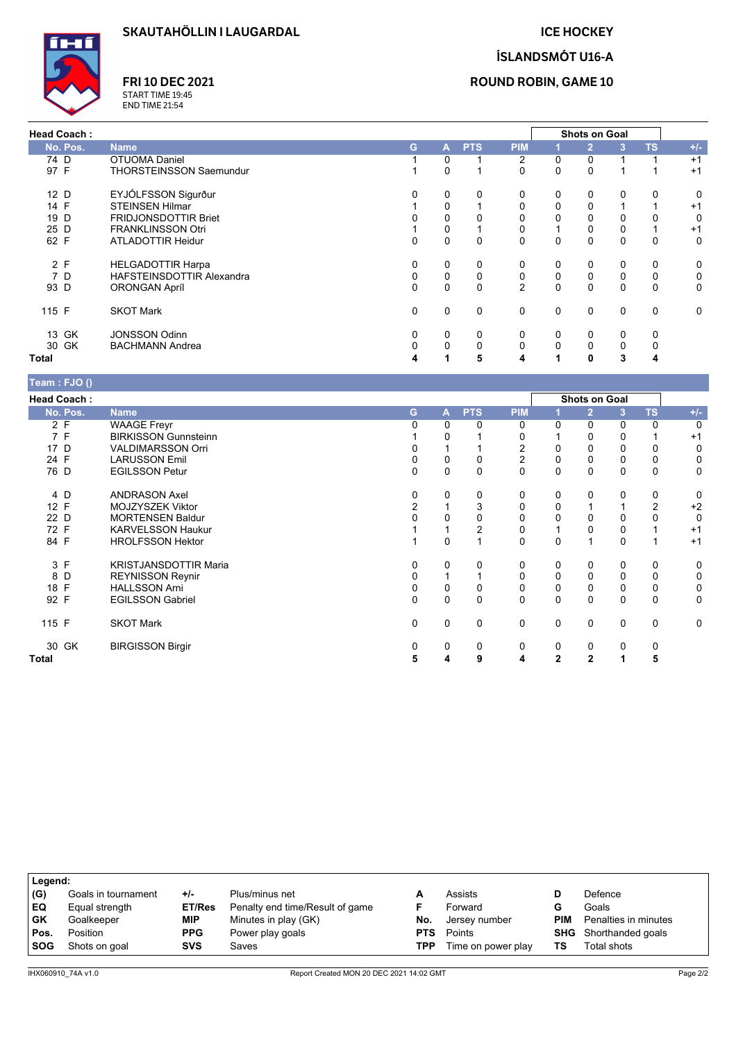# SKAUTAHÖLLIN I LAUGARDAL

**FRI 10 DEC 2021**
START TIME 19:45
END TIME 21:54

# ICE HOCKEY

## ÍSLANDSMÓT U16-A

## ROUND ROBIN, GAME 10

**Head Coach :**

| No. | Pos. | Name | G | A | PTS | PIM | Shots on Goal 1 | 2 | 3 | TS | +/- |
|---|---|---|---|---|---|---|---|---|---|---|---|
| 74 | D | OTUOMA Daniel | 1 | 0 | 1 | 2 | 0 | 0 | 1 | 1 | +1 |
| 97 | F | THORSTEINSSON Saemundur | 1 | 0 | 1 | 0 | 0 | 0 | 1 | 1 | +1 |
| 12 | D | EYJÓLFSSON Sigurður | 0 | 0 | 0 | 0 | 0 | 0 | 0 | 0 | 0 |
| 14 | F | STEINSEN Hilmar | 1 | 0 | 1 | 0 | 0 | 0 | 1 | 1 | +1 |
| 19 | D | FRIDJONSDOTTIR Briet | 0 | 0 | 0 | 0 | 0 | 0 | 0 | 0 | 0 |
| 25 | D | FRANKLINSSON Otri | 1 | 0 | 1 | 0 | 1 | 0 | 0 | 1 | +1 |
| 62 | F | ATLADOTTIR Heidur | 0 | 0 | 0 | 0 | 0 | 0 | 0 | 0 | 0 |
| 2 | F | HELGADOTTIR Harpa | 0 | 0 | 0 | 0 | 0 | 0 | 0 | 0 | 0 |
| 7 | D | HAFSTEINSDOTTIR Alexandra | 0 | 0 | 0 | 0 | 0 | 0 | 0 | 0 | 0 |
| 93 | D | ORONGAN Apríl | 0 | 0 | 0 | 2 | 0 | 0 | 0 | 0 | 0 |
| 115 | F | SKOT Mark | 0 | 0 | 0 | 0 | 0 | 0 | 0 | 0 | 0 |
| 13 | GK | JONSSON Odinn | 0 | 0 | 0 | 0 | 0 | 0 | 0 | 0 | |
| 30 | GK | BACHMANN Andrea | 0 | 0 | 0 | 0 | 0 | 0 | 0 | 0 | |
| **Total** | | | **4** | **1** | **5** | **4** | **1** | **0** | **3** | **4** | |

## Team : FJO ()

**Head Coach :**

| No. | Pos. | Name | G | A | PTS | PIM | Shots on Goal 1 | 2 | 3 | TS | +/- |
|---|---|---|---|---|---|---|---|---|---|---|---|
| 2 | F | WAAGE Freyr | 0 | 0 | 0 | 0 | 0 | 0 | 0 | 0 | 0 |
| 7 | F | BIRKISSON Gunnsteinn | 1 | 0 | 1 | 0 | 1 | 0 | 0 | 1 | +1 |
| 17 | D | VALDIMARSSON Orri | 0 | 1 | 1 | 2 | 0 | 0 | 0 | 0 | 0 |
| 24 | F | LARUSSON Emil | 0 | 0 | 0 | 2 | 0 | 0 | 0 | 0 | 0 |
| 76 | D | EGILSSON Petur | 0 | 0 | 0 | 0 | 0 | 0 | 0 | 0 | 0 |
| 4 | D | ANDRASON Axel | 0 | 0 | 0 | 0 | 0 | 0 | 0 | 0 | 0 |
| 12 | F | MOJZYSZEK Viktor | 2 | 1 | 3 | 0 | 0 | 1 | 1 | 2 | +2 |
| 22 | D | MORTENSEN Baldur | 0 | 0 | 0 | 0 | 0 | 0 | 0 | 0 | 0 |
| 72 | F | KARVELSSON Haukur | 1 | 1 | 2 | 0 | 1 | 0 | 0 | 1 | +1 |
| 84 | F | HROLFSSON Hektor | 1 | 0 | 1 | 0 | 0 | 1 | 0 | 1 | +1 |
| 3 | F | KRISTJANSDOTTIR Maria | 0 | 0 | 0 | 0 | 0 | 0 | 0 | 0 | 0 |
| 8 | D | REYNISSON Reynir | 0 | 1 | 1 | 0 | 0 | 0 | 0 | 0 | 0 |
| 18 | F | HALLSSON Arni | 0 | 0 | 0 | 0 | 0 | 0 | 0 | 0 | 0 |
| 92 | F | EGILSSON Gabriel | 0 | 0 | 0 | 0 | 0 | 0 | 0 | 0 | 0 |
| 115 | F | SKOT Mark | 0 | 0 | 0 | 0 | 0 | 0 | 0 | 0 | 0 |
| 30 | GK | BIRGISSON Birgir | 0 | 0 | 0 | 0 | 0 | 0 | 0 | 0 | |
| **Total** | | | **5** | **4** | **9** | **4** | **2** | **2** | **1** | **5** | |

**Legend:**

| | | | | | | | |
|---|---|---|---|---|---|---|---|
| (G) | Goals in tournament | +/- | Plus/minus net | A | Assists | D | Defence |
| EQ | Equal strength | ET/Res | Penalty end time/Result of game | F | Forward | G | Goals |
| GK | Goalkeeper | MIP | Minutes in play (GK) | No. | Jersey number | PIM | Penalties in minutes |
| Pos. | Position | PPG | Power play goals | PTS | Points | SHG | Shorthanded goals |
| SOG | Shots on goal | SVS | Saves | TPP | Time on power play | TS | Total shots |

IHX060910_74A v1.0 Report Created MON 20 DEC 2021 14:02 GMT